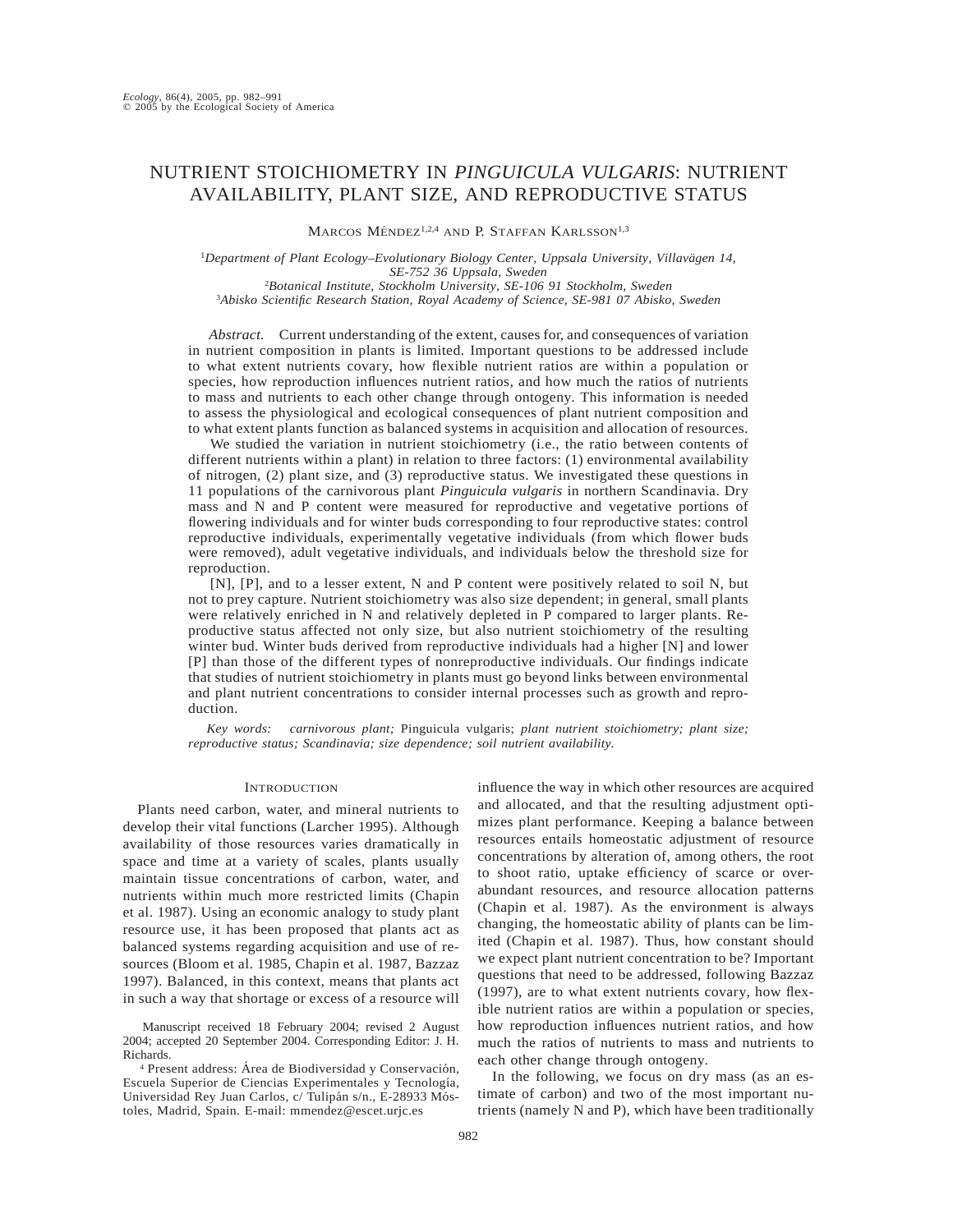# NUTRIENT STOICHIOMETRY IN *PINGUICULA VULGARIS*: NUTRIENT AVAILABILITY, PLANT SIZE, AND REPRODUCTIVE STATUS

Marcos Méndez[1,2,4] and P. Staffan Karlsson[1,3]

[1]*Department of Plant Ecology–Evolutionary Biology Center, Uppsala University, Villavägen 14, SE-752 36 Uppsala, Sweden*
[2]*Botanical Institute, Stockholm University, SE-106 91 Stockholm, Sweden*
[3]*Abisko Scientific Research Station, Royal Academy of Science, SE-981 07 Abisko, Sweden*

*Abstract.* Current understanding of the extent, causes for, and consequences of variation in nutrient composition in plants is limited. Important questions to be addressed include to what extent nutrients covary, how flexible nutrient ratios are within a population or species, how reproduction influences nutrient ratios, and how much the ratios of nutrients to mass and nutrients to each other change through ontogeny. This information is needed to assess the physiological and ecological consequences of plant nutrient composition and to what extent plants function as balanced systems in acquisition and allocation of resources.

We studied the variation in nutrient stoichiometry (i.e., the ratio between contents of different nutrients within a plant) in relation to three factors: (1) environmental availability of nitrogen, (2) plant size, and (3) reproductive status. We investigated these questions in 11 populations of the carnivorous plant *Pinguicula vulgaris* in northern Scandinavia. Dry mass and N and P content were measured for reproductive and vegetative portions of flowering individuals and for winter buds corresponding to four reproductive states: control reproductive individuals, experimentally vegetative individuals (from which flower buds were removed), adult vegetative individuals, and individuals below the threshold size for reproduction.

[N], [P], and to a lesser extent, N and P content were positively related to soil N, but not to prey capture. Nutrient stoichiometry was also size dependent; in general, small plants were relatively enriched in N and relatively depleted in P compared to larger plants. Reproductive status affected not only size, but also nutrient stoichiometry of the resulting winter bud. Winter buds derived from reproductive individuals had a higher [N] and lower [P] than those of the different types of nonreproductive individuals. Our findings indicate that studies of nutrient stoichiometry in plants must go beyond links between environmental and plant nutrient concentrations to consider internal processes such as growth and reproduction.

*Key words: carnivorous plant;* Pinguicula vulgaris; *plant nutrient stoichiometry; plant size; reproductive status; Scandinavia; size dependence; soil nutrient availability.*

## Introduction

Plants need carbon, water, and mineral nutrients to develop their vital functions (Larcher 1995). Although availability of those resources varies dramatically in space and time at a variety of scales, plants usually maintain tissue concentrations of carbon, water, and nutrients within much more restricted limits (Chapin et al. 1987). Using an economic analogy to study plant resource use, it has been proposed that plants act as balanced systems regarding acquisition and use of resources (Bloom et al. 1985, Chapin et al. 1987, Bazzaz 1997). Balanced, in this context, means that plants act in such a way that shortage or excess of a resource will influence the way in which other resources are acquired and allocated, and that the resulting adjustment optimizes plant performance. Keeping a balance between resources entails homeostatic adjustment of resource concentrations by alteration of, among others, the root to shoot ratio, uptake efficiency of scarce or overabundant resources, and resource allocation patterns (Chapin et al. 1987). As the environment is always changing, the homeostatic ability of plants can be limited (Chapin et al. 1987). Thus, how constant should we expect plant nutrient concentration to be? Important questions that need to be addressed, following Bazzaz (1997), are to what extent nutrients covary, how flexible nutrient ratios are within a population or species, how reproduction influences nutrient ratios, and how much the ratios of nutrients to mass and nutrients to each other change through ontogeny.

In the following, we focus on dry mass (as an estimate of carbon) and two of the most important nutrients (namely N and P), which have been traditionally

Manuscript received 18 February 2004; revised 2 August 2004; accepted 20 September 2004. Corresponding Editor: J. H. Richards.

[4] Present address: Área de Biodiversidad y Conservación, Escuela Superior de Ciencias Experimentales y Tecnología, Universidad Rey Juan Carlos, c/ Tulipán s/n., E-28933 Móstoles, Madrid, Spain. E-mail: mmendez@escet.urjc.es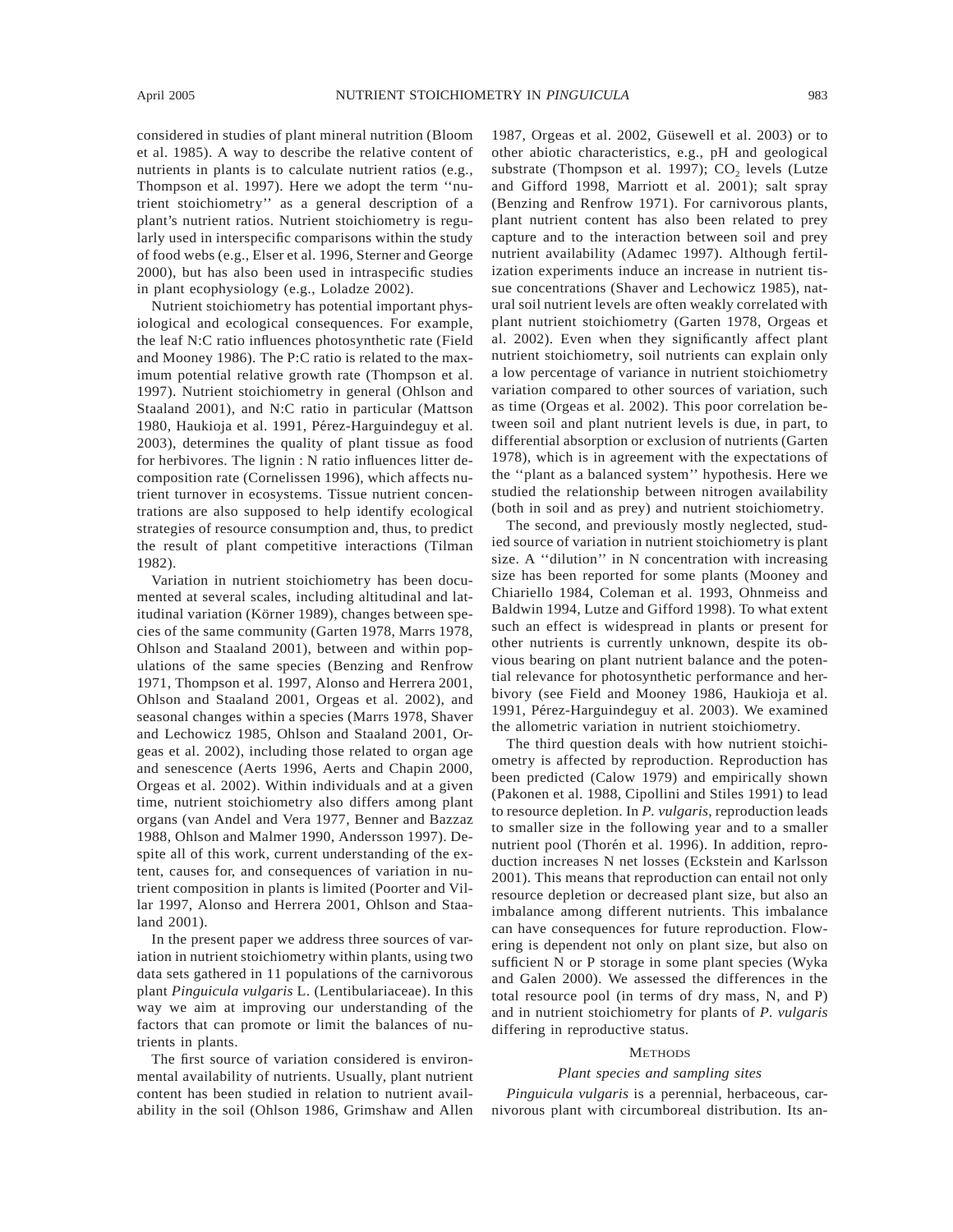considered in studies of plant mineral nutrition (Bloom et al. 1985). A way to describe the relative content of nutrients in plants is to calculate nutrient ratios (e.g., Thompson et al. 1997). Here we adopt the term ''nutrient stoichiometry'' as a general description of a plant's nutrient ratios. Nutrient stoichiometry is regularly used in interspecific comparisons within the study of food webs (e.g., Elser et al. 1996, Sterner and George 2000), but has also been used in intraspecific studies in plant ecophysiology (e.g., Loladze 2002).

Nutrient stoichiometry has potential important physiological and ecological consequences. For example, the leaf N:C ratio influences photosynthetic rate (Field and Mooney 1986). The P:C ratio is related to the maximum potential relative growth rate (Thompson et al. 1997). Nutrient stoichiometry in general (Ohlson and Staaland 2001), and N:C ratio in particular (Mattson 1980, Haukioja et al. 1991, Pérez-Harguindeguy et al. 2003), determines the quality of plant tissue as food for herbivores. The lignin : N ratio influences litter decomposition rate (Cornelissen 1996), which affects nutrient turnover in ecosystems. Tissue nutrient concentrations are also supposed to help identify ecological strategies of resource consumption and, thus, to predict the result of plant competitive interactions (Tilman 1982).

Variation in nutrient stoichiometry has been documented at several scales, including altitudinal and latitudinal variation (Körner 1989), changes between species of the same community (Garten 1978, Marrs 1978, Ohlson and Staaland 2001), between and within populations of the same species (Benzing and Renfrow 1971, Thompson et al. 1997, Alonso and Herrera 2001, Ohlson and Staaland 2001, Orgeas et al. 2002), and seasonal changes within a species (Marrs 1978, Shaver and Lechowicz 1985, Ohlson and Staaland 2001, Orgeas et al. 2002), including those related to organ age and senescence (Aerts 1996, Aerts and Chapin 2000, Orgeas et al. 2002). Within individuals and at a given time, nutrient stoichiometry also differs among plant organs (van Andel and Vera 1977, Benner and Bazzaz 1988, Ohlson and Malmer 1990, Andersson 1997). Despite all of this work, current understanding of the extent, causes for, and consequences of variation in nutrient composition in plants is limited (Poorter and Villar 1997, Alonso and Herrera 2001, Ohlson and Staaland 2001).

In the present paper we address three sources of variation in nutrient stoichiometry within plants, using two data sets gathered in 11 populations of the carnivorous plant *Pinguicula vulgaris* L. (Lentibulariaceae). In this way we aim at improving our understanding of the factors that can promote or limit the balances of nutrients in plants.

The first source of variation considered is environmental availability of nutrients. Usually, plant nutrient content has been studied in relation to nutrient availability in the soil (Ohlson 1986, Grimshaw and Allen 1987, Orgeas et al. 2002, Güsewell et al. 2003) or to other abiotic characteristics, e.g., pH and geological substrate (Thompson et al. 1997); $CO_2$ levels (Lutze and Gifford 1998, Marriott et al. 2001); salt spray (Benzing and Renfrow 1971). For carnivorous plants, plant nutrient content has also been related to prey capture and to the interaction between soil and prey nutrient availability (Adamec 1997). Although fertilization experiments induce an increase in nutrient tissue concentrations (Shaver and Lechowicz 1985), natural soil nutrient levels are often weakly correlated with plant nutrient stoichiometry (Garten 1978, Orgeas et al. 2002). Even when they significantly affect plant nutrient stoichiometry, soil nutrients can explain only a low percentage of variance in nutrient stoichiometry variation compared to other sources of variation, such as time (Orgeas et al. 2002). This poor correlation between soil and plant nutrient levels is due, in part, to differential absorption or exclusion of nutrients (Garten 1978), which is in agreement with the expectations of the ''plant as a balanced system'' hypothesis. Here we studied the relationship between nitrogen availability (both in soil and as prey) and nutrient stoichiometry.

The second, and previously mostly neglected, studied source of variation in nutrient stoichiometry is plant size. A ''dilution'' in N concentration with increasing size has been reported for some plants (Mooney and Chiariello 1984, Coleman et al. 1993, Ohnmeiss and Baldwin 1994, Lutze and Gifford 1998). To what extent such an effect is widespread in plants or present for other nutrients is currently unknown, despite its obvious bearing on plant nutrient balance and the potential relevance for photosynthetic performance and herbivory (see Field and Mooney 1986, Haukioja et al. 1991, Pérez-Harguindeguy et al. 2003). We examined the allometric variation in nutrient stoichiometry.

The third question deals with how nutrient stoichiometry is affected by reproduction. Reproduction has been predicted (Calow 1979) and empirically shown (Pakonen et al. 1988, Cipollini and Stiles 1991) to lead to resource depletion. In *P. vulgaris*, reproduction leads to smaller size in the following year and to a smaller nutrient pool (Thorén et al. 1996). In addition, reproduction increases N net losses (Eckstein and Karlsson 2001). This means that reproduction can entail not only resource depletion or decreased plant size, but also an imbalance among different nutrients. This imbalance can have consequences for future reproduction. Flowering is dependent not only on plant size, but also on sufficient N or P storage in some plant species (Wyka and Galen 2000). We assessed the differences in the total resource pool (in terms of dry mass, N, and P) and in nutrient stoichiometry for plants of *P. vulgaris* differing in reproductive status.

## Methods

### *Plant species and sampling sites*

*Pinguicula vulgaris* is a perennial, herbaceous, carnivorous plant with circumboreal distribution. Its an-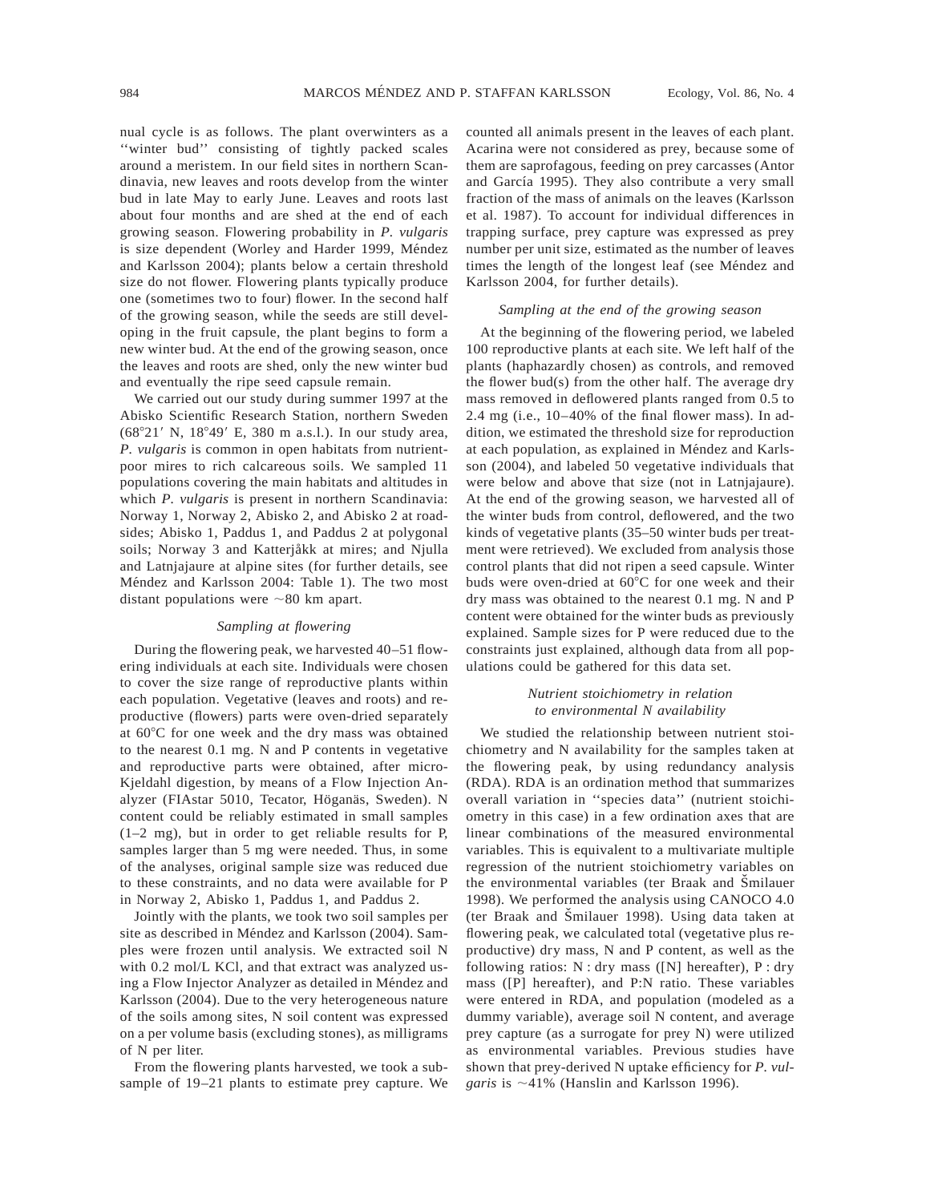nual cycle is as follows. The plant overwinters as a ''winter bud'' consisting of tightly packed scales around a meristem. In our field sites in northern Scandinavia, new leaves and roots develop from the winter bud in late May to early June. Leaves and roots last about four months and are shed at the end of each growing season. Flowering probability in *P. vulgaris* is size dependent (Worley and Harder 1999, Méndez and Karlsson 2004); plants below a certain threshold size do not flower. Flowering plants typically produce one (sometimes two to four) flower. In the second half of the growing season, while the seeds are still developing in the fruit capsule, the plant begins to form a new winter bud. At the end of the growing season, once the leaves and roots are shed, only the new winter bud and eventually the ripe seed capsule remain.

We carried out our study during summer 1997 at the Abisko Scientific Research Station, northern Sweden (68°21′ N, 18°49′ E, 380 m a.s.l.). In our study area, *P. vulgaris* is common in open habitats from nutrient-poor mires to rich calcareous soils. We sampled 11 populations covering the main habitats and altitudes in which *P. vulgaris* is present in northern Scandinavia: Norway 1, Norway 2, Abisko 2, and Abisko 2 at roadsides; Abisko 1, Paddus 1, and Paddus 2 at polygonal soils; Norway 3 and Katterjåkk at mires; and Njulla and Latnjajaure at alpine sites (for further details, see Méndez and Karlsson 2004: Table 1). The two most distant populations were ~80 km apart.

### *Sampling at flowering*

During the flowering peak, we harvested 40–51 flowering individuals at each site. Individuals were chosen to cover the size range of reproductive plants within each population. Vegetative (leaves and roots) and reproductive (flowers) parts were oven-dried separately at 60°C for one week and the dry mass was obtained to the nearest 0.1 mg. N and P contents in vegetative and reproductive parts were obtained, after micro-Kjeldahl digestion, by means of a Flow Injection Analyzer (FIAstar 5010, Tecator, Höganäs, Sweden). N content could be reliably estimated in small samples (1–2 mg), but in order to get reliable results for P, samples larger than 5 mg were needed. Thus, in some of the analyses, original sample size was reduced due to these constraints, and no data were available for P in Norway 2, Abisko 1, Paddus 1, and Paddus 2.

Jointly with the plants, we took two soil samples per site as described in Méndez and Karlsson (2004). Samples were frozen until analysis. We extracted soil N with 0.2 mol/L KCl, and that extract was analyzed using a Flow Injector Analyzer as detailed in Méndez and Karlsson (2004). Due to the very heterogeneous nature of the soils among sites, N soil content was expressed on a per volume basis (excluding stones), as milligrams of N per liter.

From the flowering plants harvested, we took a subsample of 19–21 plants to estimate prey capture. We counted all animals present in the leaves of each plant. Acarina were not considered as prey, because some of them are saprofagous, feeding on prey carcasses (Antor and García 1995). They also contribute a very small fraction of the mass of animals on the leaves (Karlsson et al. 1987). To account for individual differences in trapping surface, prey capture was expressed as prey number per unit size, estimated as the number of leaves times the length of the longest leaf (see Méndez and Karlsson 2004, for further details).

### *Sampling at the end of the growing season*

At the beginning of the flowering period, we labeled 100 reproductive plants at each site. We left half of the plants (haphazardly chosen) as controls, and removed the flower bud(s) from the other half. The average dry mass removed in deflowered plants ranged from 0.5 to 2.4 mg (i.e., 10–40% of the final flower mass). In addition, we estimated the threshold size for reproduction at each population, as explained in Méndez and Karlsson (2004), and labeled 50 vegetative individuals that were below and above that size (not in Latnjajaure). At the end of the growing season, we harvested all of the winter buds from control, deflowered, and the two kinds of vegetative plants (35–50 winter buds per treatment were retrieved). We excluded from analysis those control plants that did not ripen a seed capsule. Winter buds were oven-dried at 60°C for one week and their dry mass was obtained to the nearest 0.1 mg. N and P content were obtained for the winter buds as previously explained. Sample sizes for P were reduced due to the constraints just explained, although data from all populations could be gathered for this data set.

### *Nutrient stoichiometry in relation to environmental N availability*

We studied the relationship between nutrient stoichiometry and N availability for the samples taken at the flowering peak, by using redundancy analysis (RDA). RDA is an ordination method that summarizes overall variation in ''species data'' (nutrient stoichiometry in this case) in a few ordination axes that are linear combinations of the measured environmental variables. This is equivalent to a multivariate multiple regression of the nutrient stoichiometry variables on the environmental variables (ter Braak and Šmilauer 1998). We performed the analysis using CANOCO 4.0 (ter Braak and Šmilauer 1998). Using data taken at flowering peak, we calculated total (vegetative plus reproductive) dry mass, N and P content, as well as the following ratios: N : dry mass ([N] hereafter), P : dry mass ([P] hereafter), and P:N ratio. These variables were entered in RDA, and population (modeled as a dummy variable), average soil N content, and average prey capture (as a surrogate for prey N) were utilized as environmental variables. Previous studies have shown that prey-derived N uptake efficiency for *P. vulgaris* is ~41% (Hanslin and Karlsson 1996).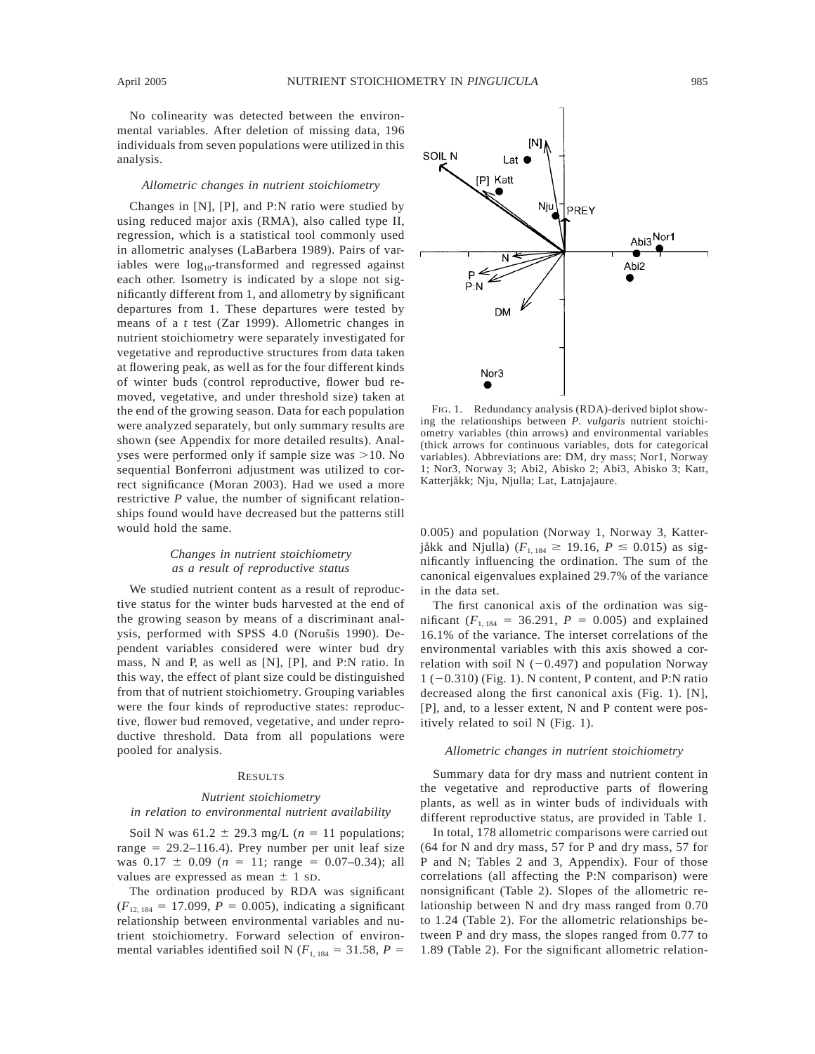No colinearity was detected between the environmental variables. After deletion of missing data, 196 individuals from seven populations were utilized in this analysis.

### *Allometric changes in nutrient stoichiometry*

Changes in [N], [P], and P:N ratio were studied by using reduced major axis (RMA), also called type II, regression, which is a statistical tool commonly used in allometric analyses (LaBarbera 1989). Pairs of variables were $\log_{10}$-transformed and regressed against each other. Isometry is indicated by a slope not significantly different from 1, and allometry by significant departures from 1. These departures were tested by means of a *t* test (Zar 1999). Allometric changes in nutrient stoichiometry were separately investigated for vegetative and reproductive structures from data taken at flowering peak, as well as for the four different kinds of winter buds (control reproductive, flower bud removed, vegetative, and under threshold size) taken at the end of the growing season. Data for each population were analyzed separately, but only summary results are shown (see Appendix for more detailed results). Analyses were performed only if sample size was >10. No sequential Bonferroni adjustment was utilized to correct significance (Moran 2003). Had we used a more restrictive *P* value, the number of significant relationships found would have decreased but the patterns still would hold the same.

### *Changes in nutrient stoichiometry as a result of reproductive status*

We studied nutrient content as a result of reproductive status for the winter buds harvested at the end of the growing season by means of a discriminant analysis, performed with SPSS 4.0 (Norušis 1990). Dependent variables considered were winter bud dry mass, N and P, as well as [N], [P], and P:N ratio. In this way, the effect of plant size could be distinguished from that of nutrient stoichiometry. Grouping variables were the four kinds of reproductive states: reproductive, flower bud removed, vegetative, and under reproductive threshold. Data from all populations were pooled for analysis.

## Results

### *Nutrient stoichiometry in relation to environmental nutrient availability*

Soil N was $61.2 \pm 29.3$ mg/L ($n = 11$ populations; range = 29.2–116.4). Prey number per unit leaf size was $0.17 \pm 0.09$ ($n = 11$; range = 0.07–0.34); all values are expressed as mean ± 1 SD.

The ordination produced by RDA was significant ($F_{12, 184} = 17.099$, $P = 0.005$), indicating a significant relationship between environmental variables and nutrient stoichiometry. Forward selection of environmental variables identified soil N ($F_{1, 184} = 31.58$, $P = 0.005$) and population (Norway 1, Norway 3, Katterjåkk and Njulla) ($F_{1, 184} \geq 19.16$, $P \leq 0.015$) as significantly influencing the ordination. The sum of the canonical eigenvalues explained 29.7% of the variance in the data set.

FIG. 1. Redundancy analysis (RDA)-derived biplot showing the relationships between *P. vulgaris* nutrient stoichiometry variables (thin arrows) and environmental variables (thick arrows for continuous variables, dots for categorical variables). Abbreviations are: DM, dry mass; Nor1, Norway 1; Nor3, Norway 3; Abi2, Abisko 2; Abi3, Abisko 3; Katt, Katterjåkk; Nju, Njulla; Lat, Latnjajaure.

The first canonical axis of the ordination was significant ($F_{1, 184} = 36.291$, $P = 0.005$) and explained 16.1% of the variance. The interset correlations of the environmental variables with this axis showed a correlation with soil N (−0.497) and population Norway 1 (−0.310) (Fig. 1). N content, P content, and P:N ratio decreased along the first canonical axis (Fig. 1). [N], [P], and, to a lesser extent, N and P content were positively related to soil N (Fig. 1).

### *Allometric changes in nutrient stoichiometry*

Summary data for dry mass and nutrient content in the vegetative and reproductive parts of flowering plants, as well as in winter buds of individuals with different reproductive status, are provided in Table 1.

In total, 178 allometric comparisons were carried out (64 for N and dry mass, 57 for P and dry mass, 57 for P and N; Tables 2 and 3, Appendix). Four of those correlations (all affecting the P:N comparison) were nonsignificant (Table 2). Slopes of the allometric relationship between N and dry mass ranged from 0.70 to 1.24 (Table 2). For the allometric relationships between P and dry mass, the slopes ranged from 0.77 to 1.89 (Table 2). For the significant allometric relation-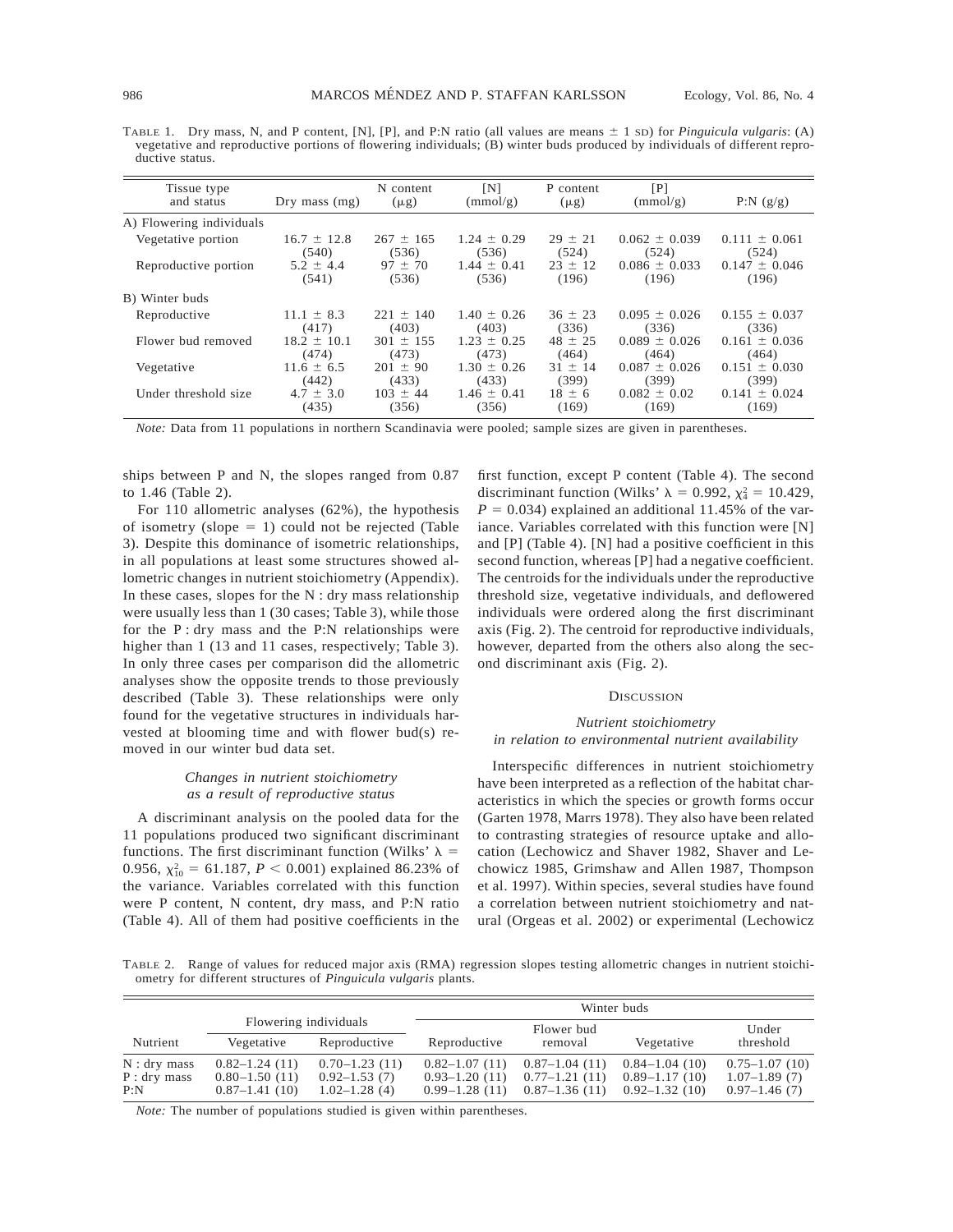TABLE 1. Dry mass, N, and P content, [N], [P], and P:N ratio (all values are means ± 1 SD) for *Pinguicula vulgaris*: (A) vegetative and reproductive portions of flowering individuals; (B) winter buds produced by individuals of different reproductive status.

| Tissue type and status | Dry mass (mg) | N content (μg) | [N] (mmol/g) | P content (μg) | [P] (mmol/g) | P:N (g/g) |
|---|---|---|---|---|---|---|
| A) Flowering individuals | | | | | | |
| Vegetative portion | 16.7 ± 12.8 (540) | 267 ± 165 (536) | 1.24 ± 0.29 (536) | 29 ± 21 (524) | 0.062 ± 0.039 (524) | 0.111 ± 0.061 (524) |
| Reproductive portion | 5.2 ± 4.4 (541) | 97 ± 70 (536) | 1.44 ± 0.41 (536) | 23 ± 12 (196) | 0.086 ± 0.033 (196) | 0.147 ± 0.046 (196) |
| B) Winter buds | | | | | | |
| Reproductive | 11.1 ± 8.3 (417) | 221 ± 140 (403) | 1.40 ± 0.26 (403) | 36 ± 23 (336) | 0.095 ± 0.026 (336) | 0.155 ± 0.037 (336) |
| Flower bud removed | 18.2 ± 10.1 (474) | 301 ± 155 (473) | 1.23 ± 0.25 (473) | 48 ± 25 (464) | 0.089 ± 0.026 (464) | 0.161 ± 0.036 (464) |
| Vegetative | 11.6 ± 6.5 (442) | 201 ± 90 (433) | 1.30 ± 0.26 (433) | 31 ± 14 (399) | 0.087 ± 0.026 (399) | 0.151 ± 0.030 (399) |
| Under threshold size | 4.7 ± 3.0 (435) | 103 ± 44 (356) | 1.46 ± 0.41 (356) | 18 ± 6 (169) | 0.082 ± 0.02 (169) | 0.141 ± 0.024 (169) |

*Note:* Data from 11 populations in northern Scandinavia were pooled; sample sizes are given in parentheses.

ships between P and N, the slopes ranged from 0.87 to 1.46 (Table 2).

For 110 allometric analyses (62%), the hypothesis of isometry (slope = 1) could not be rejected (Table 3). Despite this dominance of isometric relationships, in all populations at least some structures showed allometric changes in nutrient stoichiometry (Appendix). In these cases, slopes for the N : dry mass relationship were usually less than 1 (30 cases; Table 3), while those for the P : dry mass and the P:N relationships were higher than 1 (13 and 11 cases, respectively; Table 3). In only three cases per comparison did the allometric analyses show the opposite trends to those previously described (Table 3). These relationships were only found for the vegetative structures in individuals harvested at blooming time and with flower bud(s) removed in our winter bud data set.

### *Changes in nutrient stoichiometry as a result of reproductive status*

A discriminant analysis on the pooled data for the 11 populations produced two significant discriminant functions. The first discriminant function (Wilks' $\lambda$ = 0.956, $\chi^2_{10}$ = 61.187, $P < 0.001$) explained 86.23% of the variance. Variables correlated with this function were P content, N content, dry mass, and P:N ratio (Table 4). All of them had positive coefficients in the first function, except P content (Table 4). The second discriminant function (Wilks' $\lambda$ = 0.992, $\chi^2_4$ = 10.429, $P$ = 0.034) explained an additional 11.45% of the variance. Variables correlated with this function were [N] and [P] (Table 4). [N] had a positive coefficient in this second function, whereas [P] had a negative coefficient. The centroids for the individuals under the reproductive threshold size, vegetative individuals, and deflowered individuals were ordered along the first discriminant axis (Fig. 2). The centroid for reproductive individuals, however, departed from the others also along the second discriminant axis (Fig. 2).

## DISCUSSION

### *Nutrient stoichiometry in relation to environmental nutrient availability*

Interspecific differences in nutrient stoichiometry have been interpreted as a reflection of the habitat characteristics in which the species or growth forms occur (Garten 1978, Marrs 1978). They also have been related to contrasting strategies of resource uptake and allocation (Lechowicz and Shaver 1982, Shaver and Lechowicz 1985, Grimshaw and Allen 1987, Thompson et al. 1997). Within species, several studies have found a correlation between nutrient stoichiometry and natural (Orgeas et al. 2002) or experimental (Lechowicz

TABLE 2. Range of values for reduced major axis (RMA) regression slopes testing allometric changes in nutrient stoichiometry for different structures of *Pinguicula vulgaris* plants.

| Nutrient | Flowering individuals | | Winter buds | | | |
|---|---|---|---|---|---|---|
| | Vegetative | Reproductive | Reproductive | Flower bud removal | Vegetative | Under threshold |
| N : dry mass | 0.82–1.24 (11) | 0.70–1.23 (11) | 0.82–1.07 (11) | 0.87–1.04 (11) | 0.84–1.04 (10) | 0.75–1.07 (10) |
| P : dry mass | 0.80–1.50 (11) | 0.92–1.53 (7) | 0.93–1.20 (11) | 0.77–1.21 (11) | 0.89–1.17 (10) | 1.07–1.89 (7) |
| P:N | 0.87–1.41 (10) | 1.02–1.28 (4) | 0.99–1.28 (11) | 0.87–1.36 (11) | 0.92–1.32 (10) | 0.97–1.46 (7) |

*Note:* The number of populations studied is given within parentheses.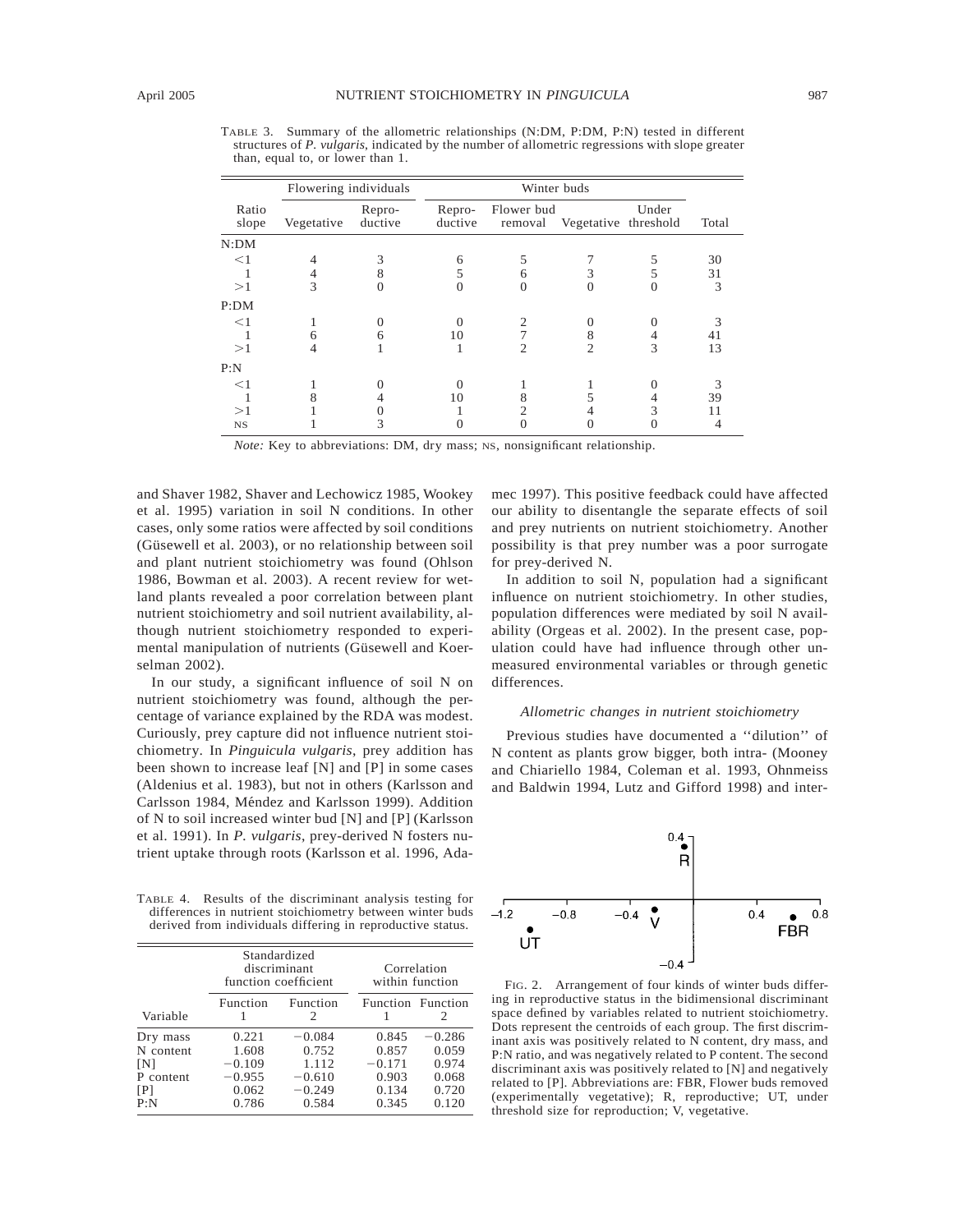TABLE 3. Summary of the allometric relationships (N:DM, P:DM, P:N) tested in different structures of *P. vulgaris*, indicated by the number of allometric regressions with slope greater than, equal to, or lower than 1.

| Ratio slope | Flowering individuals | | Winter buds | | | | Total |
|---|---|---|---|---|---|---|---|
| | Vegetative | Reproductive | Reproductive | Flower bud removal | Vegetative | Under threshold | |
| N:DM | | | | | | | |
| <1 | 4 | 3 | 6 | 5 | 7 | 5 | 30 |
| 1 | 4 | 8 | 5 | 6 | 3 | 5 | 31 |
| >1 | 3 | 0 | 0 | 0 | 0 | 0 | 3 |
| P:DM | | | | | | | |
| <1 | 1 | 0 | 0 | 2 | 0 | 0 | 3 |
| 1 | 6 | 6 | 10 | 7 | 8 | 4 | 41 |
| >1 | 4 | 1 | 1 | 2 | 2 | 3 | 13 |
| P:N | | | | | | | |
| <1 | 1 | 0 | 0 | 1 | 1 | 0 | 3 |
| 1 | 8 | 4 | 10 | 8 | 5 | 4 | 39 |
| >1 | 1 | 0 | 1 | 2 | 4 | 3 | 11 |
| NS | 1 | 3 | 0 | 0 | 0 | 0 | 4 |

*Note:* Key to abbreviations: DM, dry mass; NS, nonsignificant relationship.

and Shaver 1982, Shaver and Lechowicz 1985, Wookey et al. 1995) variation in soil N conditions. In other cases, only some ratios were affected by soil conditions (Güsewell et al. 2003), or no relationship between soil and plant nutrient stoichiometry was found (Ohlson 1986, Bowman et al. 2003). A recent review for wetland plants revealed a poor correlation between plant nutrient stoichiometry and soil nutrient availability, although nutrient stoichiometry responded to experimental manipulation of nutrients (Güsewell and Koerselman 2002).

In our study, a significant influence of soil N on nutrient stoichiometry was found, although the percentage of variance explained by the RDA was modest. Curiously, prey capture did not influence nutrient stoichiometry. In *Pinguicula vulgaris*, prey addition has been shown to increase leaf [N] and [P] in some cases (Aldenius et al. 1983), but not in others (Karlsson and Carlsson 1984, Méndez and Karlsson 1999). Addition of N to soil increased winter bud [N] and [P] (Karlsson et al. 1991). In *P. vulgaris*, prey-derived N fosters nutrient uptake through roots (Karlsson et al. 1996, Adamec 1997). This positive feedback could have affected our ability to disentangle the separate effects of soil and prey nutrients on nutrient stoichiometry. Another possibility is that prey number was a poor surrogate for prey-derived N.

In addition to soil N, population had a significant influence on nutrient stoichiometry. In other studies, population differences were mediated by soil N availability (Orgeas et al. 2002). In the present case, population could have had influence through other unmeasured environmental variables or through genetic differences.

### *Allometric changes in nutrient stoichiometry*

Previous studies have documented a ''dilution'' of N content as plants grow bigger, both intra- (Mooney and Chiariello 1984, Coleman et al. 1993, Ohnmeiss and Baldwin 1994, Lutz and Gifford 1998) and inter-

TABLE 4. Results of the discriminant analysis testing for differences in nutrient stoichiometry between winter buds derived from individuals differing in reproductive status.

| Variable | Standardized discriminant function coefficient | | Correlation within function | |
|---|---|---|---|---|
| | Function 1 | Function 2 | Function 1 | Function 2 |
| Dry mass | 0.221 | −0.084 | 0.845 | −0.286 |
| N content | 1.608 | 0.752 | 0.857 | 0.059 |
| [N] | −0.109 | 1.112 | −0.171 | 0.974 |
| P content | −0.955 | −0.610 | 0.903 | 0.068 |
| [P] | 0.062 | −0.249 | 0.134 | 0.720 |
| P:N | 0.786 | 0.584 | 0.345 | 0.120 |

FIG. 2. Arrangement of four kinds of winter buds differing in reproductive status in the bidimensional discriminant space defined by variables related to nutrient stoichiometry. Dots represent the centroids of each group. The first discriminant axis was positively related to N content, dry mass, and P:N ratio, and was negatively related to P content. The second discriminant axis was positively related to [N] and negatively related to [P]. Abbreviations are: FBR, Flower buds removed (experimentally vegetative); R, reproductive; UT, under threshold size for reproduction; V, vegetative.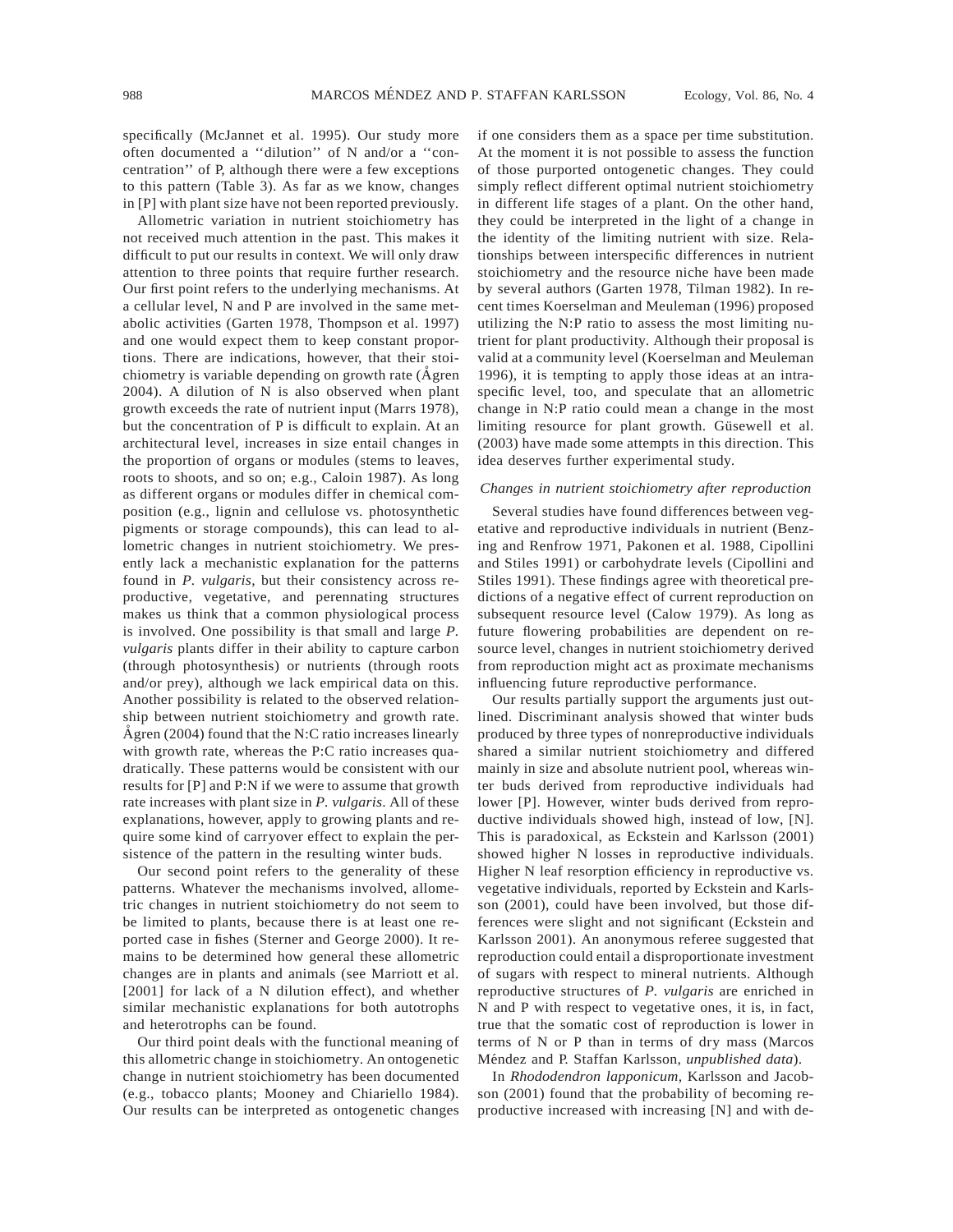specifically (McJannet et al. 1995). Our study more often documented a ''dilution'' of N and/or a ''concentration'' of P, although there were a few exceptions to this pattern (Table 3). As far as we know, changes in [P] with plant size have not been reported previously.

Allometric variation in nutrient stoichiometry has not received much attention in the past. This makes it difficult to put our results in context. We will only draw attention to three points that require further research. Our first point refers to the underlying mechanisms. At a cellular level, N and P are involved in the same metabolic activities (Garten 1978, Thompson et al. 1997) and one would expect them to keep constant proportions. There are indications, however, that their stoichiometry is variable depending on growth rate (Ågren 2004). A dilution of N is also observed when plant growth exceeds the rate of nutrient input (Marrs 1978), but the concentration of P is difficult to explain. At an architectural level, increases in size entail changes in the proportion of organs or modules (stems to leaves, roots to shoots, and so on; e.g., Caloin 1987). As long as different organs or modules differ in chemical composition (e.g., lignin and cellulose vs. photosynthetic pigments or storage compounds), this can lead to allometric changes in nutrient stoichiometry. We presently lack a mechanistic explanation for the patterns found in *P. vulgaris*, but their consistency across reproductive, vegetative, and perennating structures makes us think that a common physiological process is involved. One possibility is that small and large *P. vulgaris* plants differ in their ability to capture carbon (through photosynthesis) or nutrients (through roots and/or prey), although we lack empirical data on this. Another possibility is related to the observed relationship between nutrient stoichiometry and growth rate. Ågren (2004) found that the N:C ratio increases linearly with growth rate, whereas the P:C ratio increases quadratically. These patterns would be consistent with our results for [P] and P:N if we were to assume that growth rate increases with plant size in *P. vulgaris*. All of these explanations, however, apply to growing plants and require some kind of carryover effect to explain the persistence of the pattern in the resulting winter buds.

Our second point refers to the generality of these patterns. Whatever the mechanisms involved, allometric changes in nutrient stoichiometry do not seem to be limited to plants, because there is at least one reported case in fishes (Sterner and George 2000). It remains to be determined how general these allometric changes are in plants and animals (see Marriott et al. [2001] for lack of a N dilution effect), and whether similar mechanistic explanations for both autotrophs and heterotrophs can be found.

Our third point deals with the functional meaning of this allometric change in stoichiometry. An ontogenetic change in nutrient stoichiometry has been documented (e.g., tobacco plants; Mooney and Chiariello 1984). Our results can be interpreted as ontogenetic changes if one considers them as a space per time substitution. At the moment it is not possible to assess the function of those purported ontogenetic changes. They could simply reflect different optimal nutrient stoichiometry in different life stages of a plant. On the other hand, they could be interpreted in the light of a change in the identity of the limiting nutrient with size. Relationships between interspecific differences in nutrient stoichiometry and the resource niche have been made by several authors (Garten 1978, Tilman 1982). In recent times Koerselman and Meuleman (1996) proposed utilizing the N:P ratio to assess the most limiting nutrient for plant productivity. Although their proposal is valid at a community level (Koerselman and Meuleman 1996), it is tempting to apply those ideas at an intraspecific level, too, and speculate that an allometric change in N:P ratio could mean a change in the most limiting resource for plant growth. Güsewell et al. (2003) have made some attempts in this direction. This idea deserves further experimental study.

### *Changes in nutrient stoichiometry after reproduction*

Several studies have found differences between vegetative and reproductive individuals in nutrient (Benzing and Renfrow 1971, Pakonen et al. 1988, Cipollini and Stiles 1991) or carbohydrate levels (Cipollini and Stiles 1991). These findings agree with theoretical predictions of a negative effect of current reproduction on subsequent resource level (Calow 1979). As long as future flowering probabilities are dependent on resource level, changes in nutrient stoichiometry derived from reproduction might act as proximate mechanisms influencing future reproductive performance.

Our results partially support the arguments just outlined. Discriminant analysis showed that winter buds produced by three types of nonreproductive individuals shared a similar nutrient stoichiometry and differed mainly in size and absolute nutrient pool, whereas winter buds derived from reproductive individuals had lower [P]. However, winter buds derived from reproductive individuals showed high, instead of low, [N]. This is paradoxical, as Eckstein and Karlsson (2001) showed higher N losses in reproductive individuals. Higher N leaf resorption efficiency in reproductive vs. vegetative individuals, reported by Eckstein and Karlsson (2001), could have been involved, but those differences were slight and not significant (Eckstein and Karlsson 2001). An anonymous referee suggested that reproduction could entail a disproportionate investment of sugars with respect to mineral nutrients. Although reproductive structures of *P. vulgaris* are enriched in N and P with respect to vegetative ones, it is, in fact, true that the somatic cost of reproduction is lower in terms of N or P than in terms of dry mass (Marcos Méndez and P. Staffan Karlsson, *unpublished data*).

In *Rhododendron lapponicum*, Karlsson and Jacobson (2001) found that the probability of becoming reproductive increased with increasing [N] and with de-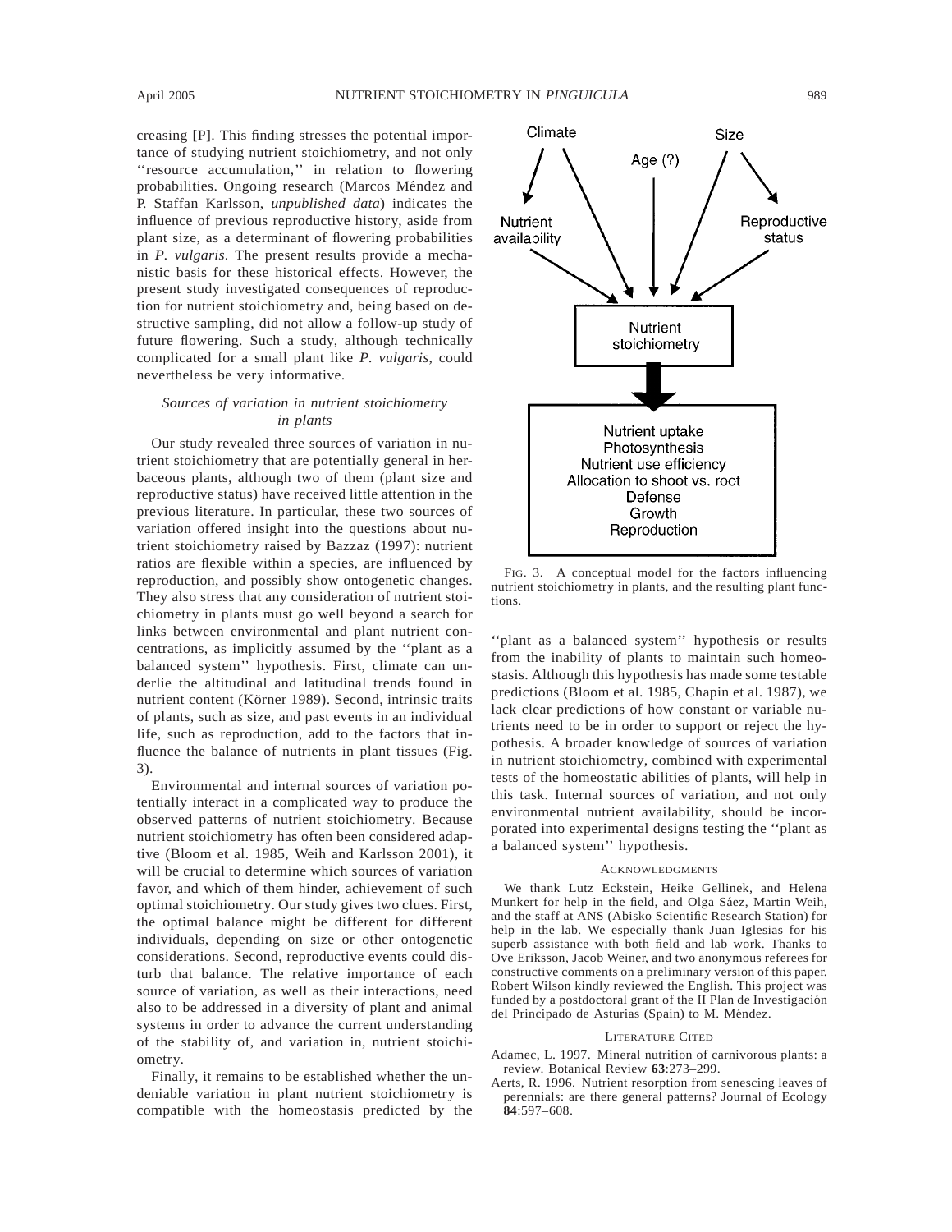creasing [P]. This finding stresses the potential importance of studying nutrient stoichiometry, and not only ''resource accumulation,'' in relation to flowering probabilities. Ongoing research (Marcos Méndez and P. Staffan Karlsson, *unpublished data*) indicates the influence of previous reproductive history, aside from plant size, as a determinant of flowering probabilities in *P. vulgaris*. The present results provide a mechanistic basis for these historical effects. However, the present study investigated consequences of reproduction for nutrient stoichiometry and, being based on destructive sampling, did not allow a follow-up study of future flowering. Such a study, although technically complicated for a small plant like *P. vulgaris*, could nevertheless be very informative.

### *Sources of variation in nutrient stoichiometry in plants*

Our study revealed three sources of variation in nutrient stoichiometry that are potentially general in herbaceous plants, although two of them (plant size and reproductive status) have received little attention in the previous literature. In particular, these two sources of variation offered insight into the questions about nutrient stoichiometry raised by Bazzaz (1997): nutrient ratios are flexible within a species, are influenced by reproduction, and possibly show ontogenetic changes. They also stress that any consideration of nutrient stoichiometry in plants must go well beyond a search for links between environmental and plant nutrient concentrations, as implicitly assumed by the ''plant as a balanced system'' hypothesis. First, climate can underlie the altitudinal and latitudinal trends found in nutrient content (Körner 1989). Second, intrinsic traits of plants, such as size, and past events in an individual life, such as reproduction, add to the factors that influence the balance of nutrients in plant tissues (Fig. 3).

Environmental and internal sources of variation potentially interact in a complicated way to produce the observed patterns of nutrient stoichiometry. Because nutrient stoichiometry has often been considered adaptive (Bloom et al. 1985, Weih and Karlsson 2001), it will be crucial to determine which sources of variation favor, and which of them hinder, achievement of such optimal stoichiometry. Our study gives two clues. First, the optimal balance might be different for different individuals, depending on size or other ontogenetic considerations. Second, reproductive events could disturb that balance. The relative importance of each source of variation, as well as their interactions, need also to be addressed in a diversity of plant and animal systems in order to advance the current understanding of the stability of, and variation in, nutrient stoichiometry.

Finally, it remains to be established whether the undeniable variation in plant nutrient stoichiometry is compatible with the homeostasis predicted by the

Climate
Age (?)
Size
Nutrient availability
Reproductive status
Nutrient stoichiometry
Nutrient uptake
Photosynthesis
Nutrient use efficiency
Allocation to shoot vs. root
Defense
Growth
Reproduction

FIG. 3. A conceptual model for the factors influencing nutrient stoichiometry in plants, and the resulting plant functions.

''plant as a balanced system'' hypothesis or results from the inability of plants to maintain such homeostasis. Although this hypothesis has made some testable predictions (Bloom et al. 1985, Chapin et al. 1987), we lack clear predictions of how constant or variable nutrients need to be in order to support or reject the hypothesis. A broader knowledge of sources of variation in nutrient stoichiometry, combined with experimental tests of the homeostatic abilities of plants, will help in this task. Internal sources of variation, and not only environmental nutrient availability, should be incorporated into experimental designs testing the ''plant as a balanced system'' hypothesis.

## ACKNOWLEDGMENTS

We thank Lutz Eckstein, Heike Gellinek, and Helena Munkert for help in the field, and Olga Sáez, Martin Weih, and the staff at ANS (Abisko Scientific Research Station) for help in the lab. We especially thank Juan Iglesias for his superb assistance with both field and lab work. Thanks to Ove Eriksson, Jacob Weiner, and two anonymous referees for constructive comments on a preliminary version of this paper. Robert Wilson kindly reviewed the English. This project was funded by a postdoctoral grant of the II Plan de Investigación del Principado de Asturias (Spain) to M. Méndez.

## LITERATURE CITED

Adamec, L. 1997. Mineral nutrition of carnivorous plants: a review. Botanical Review **63**:273–299.

Aerts, R. 1996. Nutrient resorption from senescing leaves of perennials: are there general patterns? Journal of Ecology **84**:597–608.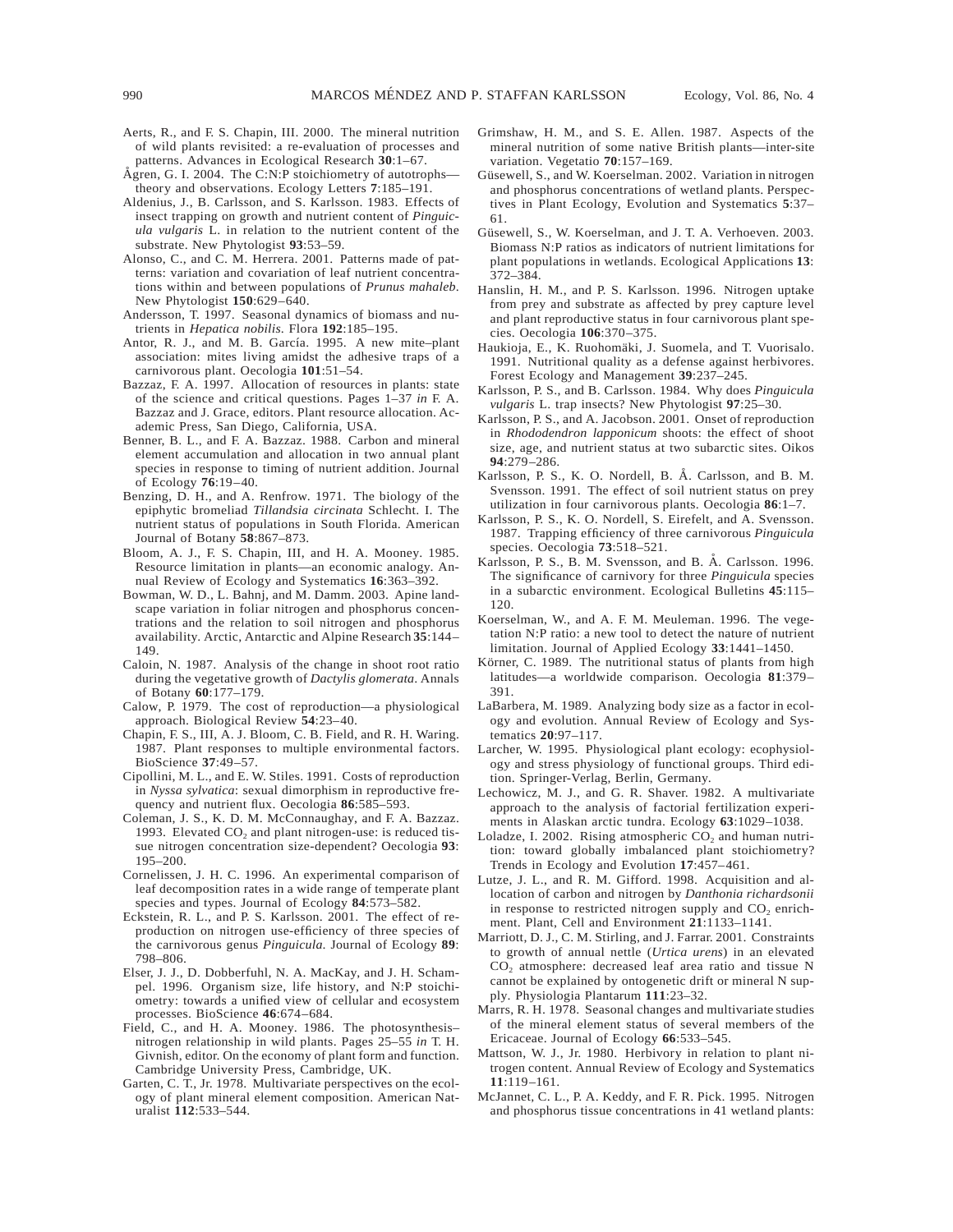Aerts, R., and F. S. Chapin, III. 2000. The mineral nutrition of wild plants revisited: a re-evaluation of processes and patterns. Advances in Ecological Research **30**:1–67.

Ågren, G. I. 2004. The C:N:P stoichiometry of autotrophs—theory and observations. Ecology Letters **7**:185–191.

Aldenius, J., B. Carlsson, and S. Karlsson. 1983. Effects of insect trapping on growth and nutrient content of *Pinguicula vulgaris* L. in relation to the nutrient content of the substrate. New Phytologist **93**:53–59.

Alonso, C., and C. M. Herrera. 2001. Patterns made of patterns: variation and covariation of leaf nutrient concentrations within and between populations of *Prunus mahaleb*. New Phytologist **150**:629–640.

Andersson, T. 1997. Seasonal dynamics of biomass and nutrients in *Hepatica nobilis*. Flora **192**:185–195.

Antor, R. J., and M. B. García. 1995. A new mite–plant association: mites living amidst the adhesive traps of a carnivorous plant. Oecologia **101**:51–54.

Bazzaz, F. A. 1997. Allocation of resources in plants: state of the science and critical questions. Pages 1–37 *in* F. A. Bazzaz and J. Grace, editors. Plant resource allocation. Academic Press, San Diego, California, USA.

Benner, B. L., and F. A. Bazzaz. 1988. Carbon and mineral element accumulation and allocation in two annual plant species in response to timing of nutrient addition. Journal of Ecology **76**:19–40.

Benzing, D. H., and A. Renfrow. 1971. The biology of the epiphytic bromeliad *Tillandsia circinata* Schlecht. I. The nutrient status of populations in South Florida. American Journal of Botany **58**:867–873.

Bloom, A. J., F. S. Chapin, III, and H. A. Mooney. 1985. Resource limitation in plants—an economic analogy. Annual Review of Ecology and Systematics **16**:363–392.

Bowman, W. D., L. Bahnj, and M. Damm. 2003. Apine landscape variation in foliar nitrogen and phosphorus concentrations and the relation to soil nitrogen and phosphorus availability. Arctic, Antarctic and Alpine Research **35**:144–149.

Caloin, N. 1987. Analysis of the change in shoot root ratio during the vegetative growth of *Dactylis glomerata*. Annals of Botany **60**:177–179.

Calow, P. 1979. The cost of reproduction—a physiological approach. Biological Review **54**:23–40.

Chapin, F. S., III, A. J. Bloom, C. B. Field, and R. H. Waring. 1987. Plant responses to multiple environmental factors. BioScience **37**:49–57.

Cipollini, M. L., and E. W. Stiles. 1991. Costs of reproduction in *Nyssa sylvatica*: sexual dimorphism in reproductive frequency and nutrient flux. Oecologia **86**:585–593.

Coleman, J. S., K. D. M. McConnaughay, and F. A. Bazzaz. 1993. Elevated $CO_2$ and plant nitrogen-use: is reduced tissue nitrogen concentration size-dependent? Oecologia **93**:195–200.

Cornelissen, J. H. C. 1996. An experimental comparison of leaf decomposition rates in a wide range of temperate plant species and types. Journal of Ecology **84**:573–582.

Eckstein, R. L., and P. S. Karlsson. 2001. The effect of reproduction on nitrogen use-efficiency of three species of the carnivorous genus *Pinguicula*. Journal of Ecology **89**:798–806.

Elser, J. J., D. Dobberfuhl, N. A. MacKay, and J. H. Schampel. 1996. Organism size, life history, and N:P stoichiometry: towards a unified view of cellular and ecosystem processes. BioScience **46**:674–684.

Field, C., and H. A. Mooney. 1986. The photosynthesis–nitrogen relationship in wild plants. Pages 25–55 *in* T. H. Givnish, editor. On the economy of plant form and function. Cambridge University Press, Cambridge, UK.

Garten, C. T., Jr. 1978. Multivariate perspectives on the ecology of plant mineral element composition. American Naturalist **112**:533–544.

Grimshaw, H. M., and S. E. Allen. 1987. Aspects of the mineral nutrition of some native British plants—inter-site variation. Vegetatio **70**:157–169.

Güsewell, S., and W. Koerselman. 2002. Variation in nitrogen and phosphorus concentrations of wetland plants. Perspectives in Plant Ecology, Evolution and Systematics **5**:37–61.

Güsewell, S., W. Koerselman, and J. T. A. Verhoeven. 2003. Biomass N:P ratios as indicators of nutrient limitations for plant populations in wetlands. Ecological Applications **13**:372–384.

Hanslin, H. M., and P. S. Karlsson. 1996. Nitrogen uptake from prey and substrate as affected by prey capture level and plant reproductive status in four carnivorous plant species. Oecologia **106**:370–375.

Haukioja, E., K. Ruohomäki, J. Suomela, and T. Vuorisalo. 1991. Nutritional quality as a defense against herbivores. Forest Ecology and Management **39**:237–245.

Karlsson, P. S., and B. Carlsson. 1984. Why does *Pinguicula vulgaris* L. trap insects? New Phytologist **97**:25–30.

Karlsson, P. S., and A. Jacobson. 2001. Onset of reproduction in *Rhododendron lapponicum* shoots: the effect of shoot size, age, and nutrient status at two subarctic sites. Oikos **94**:279–286.

Karlsson, P. S., K. O. Nordell, B. Å. Carlsson, and B. M. Svensson. 1991. The effect of soil nutrient status on prey utilization in four carnivorous plants. Oecologia **86**:1–7.

Karlsson, P. S., K. O. Nordell, S. Eirefelt, and A. Svensson. 1987. Trapping efficiency of three carnivorous *Pinguicula* species. Oecologia **73**:518–521.

Karlsson, P. S., B. M. Svensson, and B. Å. Carlsson. 1996. The significance of carnivory for three *Pinguicula* species in a subarctic environment. Ecological Bulletins **45**:115–120.

Koerselman, W., and A. F. M. Meuleman. 1996. The vegetation N:P ratio: a new tool to detect the nature of nutrient limitation. Journal of Applied Ecology **33**:1441–1450.

Körner, C. 1989. The nutritional status of plants from high latitudes—a worldwide comparison. Oecologia **81**:379–391.

LaBarbera, M. 1989. Analyzing body size as a factor in ecology and evolution. Annual Review of Ecology and Systematics **20**:97–117.

Larcher, W. 1995. Physiological plant ecology: ecophysiology and stress physiology of functional groups. Third edition. Springer-Verlag, Berlin, Germany.

Lechowicz, M. J., and G. R. Shaver. 1982. A multivariate approach to the analysis of factorial fertilization experiments in Alaskan arctic tundra. Ecology **63**:1029–1038.

Loladze, I. 2002. Rising atmospheric $CO_2$ and human nutrition: toward globally imbalanced plant stoichiometry? Trends in Ecology and Evolution **17**:457–461.

Lutze, J. L., and R. M. Gifford. 1998. Acquisition and allocation of carbon and nitrogen by *Danthonia richardsonii* in response to restricted nitrogen supply and $CO_2$ enrichment. Plant, Cell and Environment **21**:1133–1141.

Marriott, D. J., C. M. Stirling, and J. Farrar. 2001. Constraints to growth of annual nettle (*Urtica urens*) in an elevated $CO_2$ atmosphere: decreased leaf area ratio and tissue N cannot be explained by ontogenetic drift or mineral N supply. Physiologia Plantarum **111**:23–32.

Marrs, R. H. 1978. Seasonal changes and multivariate studies of the mineral element status of several members of the Ericaceae. Journal of Ecology **66**:533–545.

Mattson, W. J., Jr. 1980. Herbivory in relation to plant nitrogen content. Annual Review of Ecology and Systematics **11**:119–161.

McJannet, C. L., P. A. Keddy, and F. R. Pick. 1995. Nitrogen and phosphorus tissue concentrations in 41 wetland plants: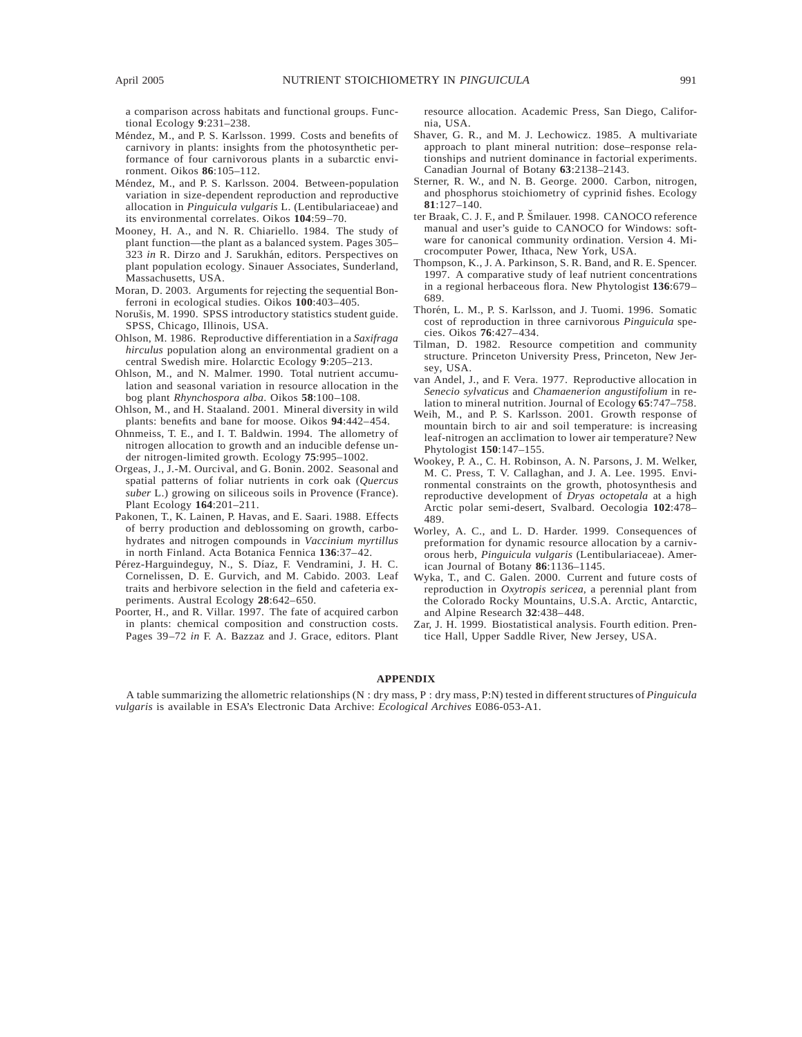a comparison across habitats and functional groups. Functional Ecology **9**:231–238.

Méndez, M., and P. S. Karlsson. 1999. Costs and benefits of carnivory in plants: insights from the photosynthetic performance of four carnivorous plants in a subarctic environment. Oikos **86**:105–112.

Méndez, M., and P. S. Karlsson. 2004. Between-population variation in size-dependent reproduction and reproductive allocation in *Pinguicula vulgaris* L. (Lentibulariaceae) and its environmental correlates. Oikos **104**:59–70.

Mooney, H. A., and N. R. Chiariello. 1984. The study of plant function—the plant as a balanced system. Pages 305–323 *in* R. Dirzo and J. Sarukhán, editors. Perspectives on plant population ecology. Sinauer Associates, Sunderland, Massachusetts, USA.

Moran, D. 2003. Arguments for rejecting the sequential Bonferroni in ecological studies. Oikos **100**:403–405.

Norušis, M. 1990. SPSS introductory statistics student guide. SPSS, Chicago, Illinois, USA.

Ohlson, M. 1986. Reproductive differentiation in a *Saxifraga hirculus* population along an environmental gradient on a central Swedish mire. Holarctic Ecology **9**:205–213.

Ohlson, M., and N. Malmer. 1990. Total nutrient accumulation and seasonal variation in resource allocation in the bog plant *Rhynchospora alba*. Oikos **58**:100–108.

Ohlson, M., and H. Staaland. 2001. Mineral diversity in wild plants: benefits and bane for moose. Oikos **94**:442–454.

Ohnmeiss, T. E., and I. T. Baldwin. 1994. The allometry of nitrogen allocation to growth and an inducible defense under nitrogen-limited growth. Ecology **75**:995–1002.

Orgeas, J., J.-M. Ourcival, and G. Bonin. 2002. Seasonal and spatial patterns of foliar nutrients in cork oak (*Quercus suber* L.) growing on siliceous soils in Provence (France). Plant Ecology **164**:201–211.

Pakonen, T., K. Lainen, P. Havas, and E. Saari. 1988. Effects of berry production and deblossoming on growth, carbohydrates and nitrogen compounds in *Vaccinium myrtillus* in north Finland. Acta Botanica Fennica **136**:37–42.

Pérez-Harguindeguy, N., S. Díaz, F. Vendramini, J. H. C. Cornelissen, D. E. Gurvich, and M. Cabido. 2003. Leaf traits and herbivore selection in the field and cafeteria experiments. Austral Ecology **28**:642–650.

Poorter, H., and R. Villar. 1997. The fate of acquired carbon in plants: chemical composition and construction costs. Pages 39–72 *in* F. A. Bazzaz and J. Grace, editors. Plant resource allocation. Academic Press, San Diego, California, USA.

Shaver, G. R., and M. J. Lechowicz. 1985. A multivariate approach to plant mineral nutrition: dose–response relationships and nutrient dominance in factorial experiments. Canadian Journal of Botany **63**:2138–2143.

Sterner, R. W., and N. B. George. 2000. Carbon, nitrogen, and phosphorus stoichiometry of cyprinid fishes. Ecology **81**:127–140.

ter Braak, C. J. F., and P. Šmilauer. 1998. CANOCO reference manual and user's guide to CANOCO for Windows: software for canonical community ordination. Version 4. Microcomputer Power, Ithaca, New York, USA.

Thompson, K., J. A. Parkinson, S. R. Band, and R. E. Spencer. 1997. A comparative study of leaf nutrient concentrations in a regional herbaceous flora. New Phytologist **136**:679–689.

Thorén, L. M., P. S. Karlsson, and J. Tuomi. 1996. Somatic cost of reproduction in three carnivorous *Pinguicula* species. Oikos **76**:427–434.

Tilman, D. 1982. Resource competition and community structure. Princeton University Press, Princeton, New Jersey, USA.

van Andel, J., and F. Vera. 1977. Reproductive allocation in *Senecio sylvaticus* and *Chamaenerion angustifolium* in relation to mineral nutrition. Journal of Ecology **65**:747–758.

Weih, M., and P. S. Karlsson. 2001. Growth response of mountain birch to air and soil temperature: is increasing leaf-nitrogen an acclimation to lower air temperature? New Phytologist **150**:147–155.

Wookey, P. A., C. H. Robinson, A. N. Parsons, J. M. Welker, M. C. Press, T. V. Callaghan, and J. A. Lee. 1995. Environmental constraints on the growth, photosynthesis and reproductive development of *Dryas octopetala* at a high Arctic polar semi-desert, Svalbard. Oecologia **102**:478–489.

Worley, A. C., and L. D. Harder. 1999. Consequences of preformation for dynamic resource allocation by a carnivorous herb, *Pinguicula vulgaris* (Lentibulariaceae). American Journal of Botany **86**:1136–1145.

Wyka, T., and C. Galen. 2000. Current and future costs of reproduction in *Oxytropis sericea*, a perennial plant from the Colorado Rocky Mountains, U.S.A. Arctic, Antarctic, and Alpine Research **32**:438–448.

Zar, J. H. 1999. Biostatistical analysis. Fourth edition. Prentice Hall, Upper Saddle River, New Jersey, USA.

## APPENDIX

A table summarizing the allometric relationships (N : dry mass, P : dry mass, P:N) tested in different structures of *Pinguicula vulgaris* is available in ESA's Electronic Data Archive: *Ecological Archives* E086-053-A1.